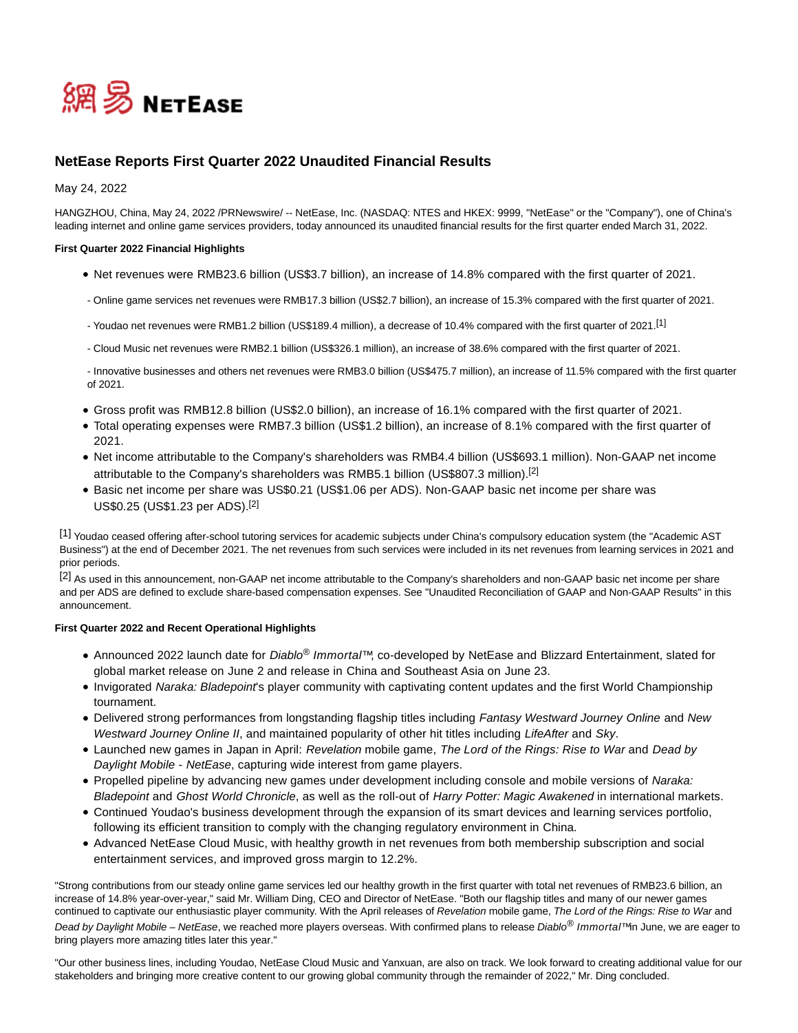網易 NetEase

# NetEase Reports First Quarter 2022 Unaudited Financial Results

May 24, 2022

HANGZHOU, China, May 24, 2022 /PRNewswire/ -- NetEase, Inc. (NASDAQ: NTES and HKEX: 9999, "NetEase" or the "Company"), one of China's leading internet and online game services providers, today announced its unaudited financial results for the first quarter ended March 31, 2022.

**First Quarter 2022 Financial Highlights**

- Net revenues were RMB23.6 billion (US$3.7 billion), an increase of 14.8% compared with the first quarter of 2021.

  - Online game services net revenues were RMB17.3 billion (US$2.7 billion), an increase of 15.3% compared with the first quarter of 2021.

  - Youdao net revenues were RMB1.2 billion (US$189.4 million), a decrease of 10.4% compared with the first quarter of 2021.[1]

  - Cloud Music net revenues were RMB2.1 billion (US$326.1 million), an increase of 38.6% compared with the first quarter of 2021.

  - Innovative businesses and others net revenues were RMB3.0 billion (US$475.7 million), an increase of 11.5% compared with the first quarter of 2021.

- Gross profit was RMB12.8 billion (US$2.0 billion), an increase of 16.1% compared with the first quarter of 2021.
- Total operating expenses were RMB7.3 billion (US$1.2 billion), an increase of 8.1% compared with the first quarter of 2021.
- Net income attributable to the Company's shareholders was RMB4.4 billion (US$693.1 million). Non-GAAP net income attributable to the Company's shareholders was RMB5.1 billion (US$807.3 million).[2]
- Basic net income per share was US$0.21 (US$1.06 per ADS). Non-GAAP basic net income per share was US$0.25 (US$1.23 per ADS).[2]

[1] Youdao ceased offering after-school tutoring services for academic subjects under China's compulsory education system (the "Academic AST Business") at the end of December 2021. The net revenues from such services were included in its net revenues from learning services in 2021 and prior periods.
[2] As used in this announcement, non-GAAP net income attributable to the Company's shareholders and non-GAAP basic net income per share and per ADS are defined to exclude share-based compensation expenses. See "Unaudited Reconciliation of GAAP and Non-GAAP Results" in this announcement.

**First Quarter 2022 and Recent Operational Highlights**

- Announced 2022 launch date for *Diablo® Immortal*™, co-developed by NetEase and Blizzard Entertainment, slated for global market release on June 2 and release in China and Southeast Asia on June 23.
- Invigorated *Naraka: Bladepoint*'s player community with captivating content updates and the first World Championship tournament.
- Delivered strong performances from longstanding flagship titles including *Fantasy Westward Journey Online* and *New Westward Journey Online II*, and maintained popularity of other hit titles including *LifeAfter* and *Sky*.
- Launched new games in Japan in April: *Revelation* mobile game, *The Lord of the Rings: Rise to War* and *Dead by Daylight Mobile - NetEase*, capturing wide interest from game players.
- Propelled pipeline by advancing new games under development including console and mobile versions of *Naraka: Bladepoint* and *Ghost World Chronicle*, as well as the roll-out of *Harry Potter: Magic Awakened* in international markets.
- Continued Youdao's business development through the expansion of its smart devices and learning services portfolio, following its efficient transition to comply with the changing regulatory environment in China.
- Advanced NetEase Cloud Music, with healthy growth in net revenues from both membership subscription and social entertainment services, and improved gross margin to 12.2%.

"Strong contributions from our steady online game services led our healthy growth in the first quarter with total net revenues of RMB23.6 billion, an increase of 14.8% year-over-year," said Mr. William Ding, CEO and Director of NetEase. "Both our flagship titles and many of our newer games continued to captivate our enthusiastic player community. With the April releases of *Revelation* mobile game, *The Lord of the Rings: Rise to War* and *Dead by Daylight Mobile – NetEase*, we reached more players overseas. With confirmed plans to release *Diablo® Immortal*™ in June, we are eager to bring players more amazing titles later this year."

"Our other business lines, including Youdao, NetEase Cloud Music and Yanxuan, are also on track. We look forward to creating additional value for our stakeholders and bringing more creative content to our growing global community through the remainder of 2022," Mr. Ding concluded.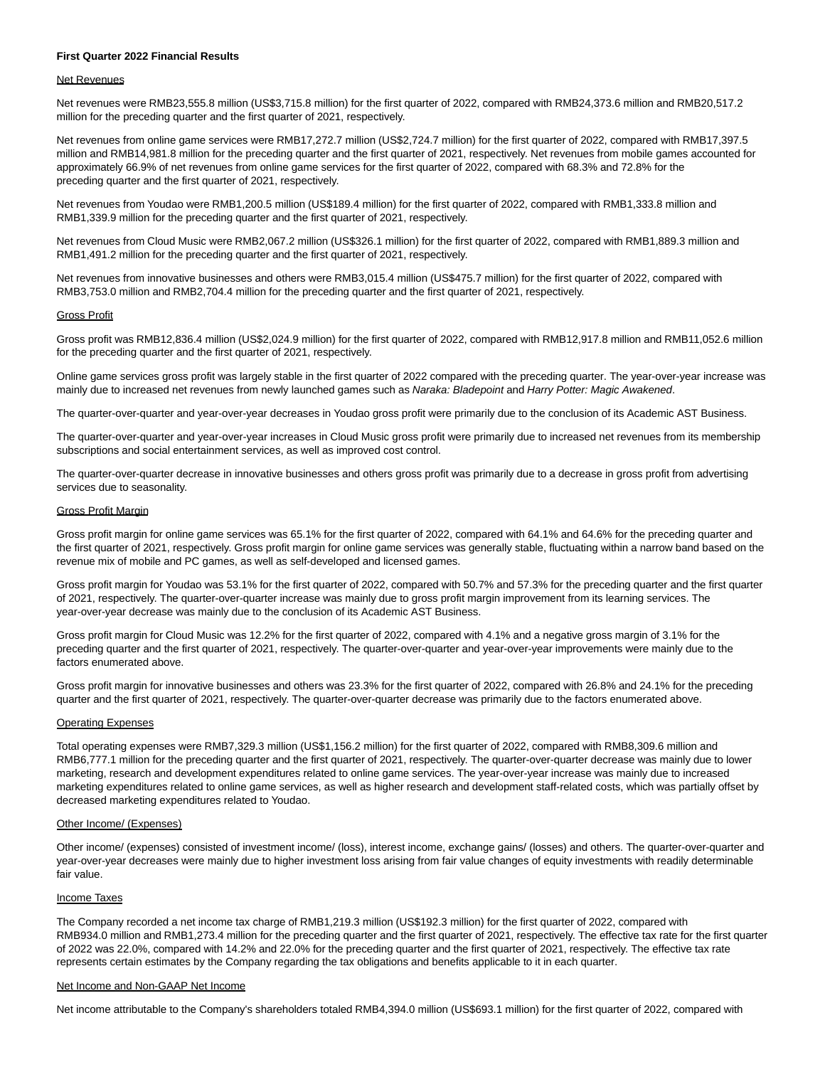**First Quarter 2022 Financial Results**

Net Revenues

Net revenues were RMB23,555.8 million (US$3,715.8 million) for the first quarter of 2022, compared with RMB24,373.6 million and RMB20,517.2 million for the preceding quarter and the first quarter of 2021, respectively.

Net revenues from online game services were RMB17,272.7 million (US$2,724.7 million) for the first quarter of 2022, compared with RMB17,397.5 million and RMB14,981.8 million for the preceding quarter and the first quarter of 2021, respectively. Net revenues from mobile games accounted for approximately 66.9% of net revenues from online game services for the first quarter of 2022, compared with 68.3% and 72.8% for the preceding quarter and the first quarter of 2021, respectively.

Net revenues from Youdao were RMB1,200.5 million (US$189.4 million) for the first quarter of 2022, compared with RMB1,333.8 million and RMB1,339.9 million for the preceding quarter and the first quarter of 2021, respectively.

Net revenues from Cloud Music were RMB2,067.2 million (US$326.1 million) for the first quarter of 2022, compared with RMB1,889.3 million and RMB1,491.2 million for the preceding quarter and the first quarter of 2021, respectively.

Net revenues from innovative businesses and others were RMB3,015.4 million (US$475.7 million) for the first quarter of 2022, compared with RMB3,753.0 million and RMB2,704.4 million for the preceding quarter and the first quarter of 2021, respectively.

Gross Profit

Gross profit was RMB12,836.4 million (US$2,024.9 million) for the first quarter of 2022, compared with RMB12,917.8 million and RMB11,052.6 million for the preceding quarter and the first quarter of 2021, respectively.

Online game services gross profit was largely stable in the first quarter of 2022 compared with the preceding quarter. The year-over-year increase was mainly due to increased net revenues from newly launched games such as *Naraka: Bladepoint* and *Harry Potter: Magic Awakened*.

The quarter-over-quarter and year-over-year decreases in Youdao gross profit were primarily due to the conclusion of its Academic AST Business.

The quarter-over-quarter and year-over-year increases in Cloud Music gross profit were primarily due to increased net revenues from its membership subscriptions and social entertainment services, as well as improved cost control.

The quarter-over-quarter decrease in innovative businesses and others gross profit was primarily due to a decrease in gross profit from advertising services due to seasonality.

Gross Profit Margin

Gross profit margin for online game services was 65.1% for the first quarter of 2022, compared with 64.1% and 64.6% for the preceding quarter and the first quarter of 2021, respectively. Gross profit margin for online game services was generally stable, fluctuating within a narrow band based on the revenue mix of mobile and PC games, as well as self-developed and licensed games.

Gross profit margin for Youdao was 53.1% for the first quarter of 2022, compared with 50.7% and 57.3% for the preceding quarter and the first quarter of 2021, respectively. The quarter-over-quarter increase was mainly due to gross profit margin improvement from its learning services. The year-over-year decrease was mainly due to the conclusion of its Academic AST Business.

Gross profit margin for Cloud Music was 12.2% for the first quarter of 2022, compared with 4.1% and a negative gross margin of 3.1% for the preceding quarter and the first quarter of 2021, respectively. The quarter-over-quarter and year-over-year improvements were mainly due to the factors enumerated above.

Gross profit margin for innovative businesses and others was 23.3% for the first quarter of 2022, compared with 26.8% and 24.1% for the preceding quarter and the first quarter of 2021, respectively. The quarter-over-quarter decrease was primarily due to the factors enumerated above.

Operating Expenses

Total operating expenses were RMB7,329.3 million (US$1,156.2 million) for the first quarter of 2022, compared with RMB8,309.6 million and RMB6,777.1 million for the preceding quarter and the first quarter of 2021, respectively. The quarter-over-quarter decrease was mainly due to lower marketing, research and development expenditures related to online game services. The year-over-year increase was mainly due to increased marketing expenditures related to online game services, as well as higher research and development staff-related costs, which was partially offset by decreased marketing expenditures related to Youdao.

Other Income/ (Expenses)

Other income/ (expenses) consisted of investment income/ (loss), interest income, exchange gains/ (losses) and others. The quarter-over-quarter and year-over-year decreases were mainly due to higher investment loss arising from fair value changes of equity investments with readily determinable fair value.

Income Taxes

The Company recorded a net income tax charge of RMB1,219.3 million (US$192.3 million) for the first quarter of 2022, compared with RMB934.0 million and RMB1,273.4 million for the preceding quarter and the first quarter of 2021, respectively. The effective tax rate for the first quarter of 2022 was 22.0%, compared with 14.2% and 22.0% for the preceding quarter and the first quarter of 2021, respectively. The effective tax rate represents certain estimates by the Company regarding the tax obligations and benefits applicable to it in each quarter.

Net Income and Non-GAAP Net Income

Net income attributable to the Company's shareholders totaled RMB4,394.0 million (US$693.1 million) for the first quarter of 2022, compared with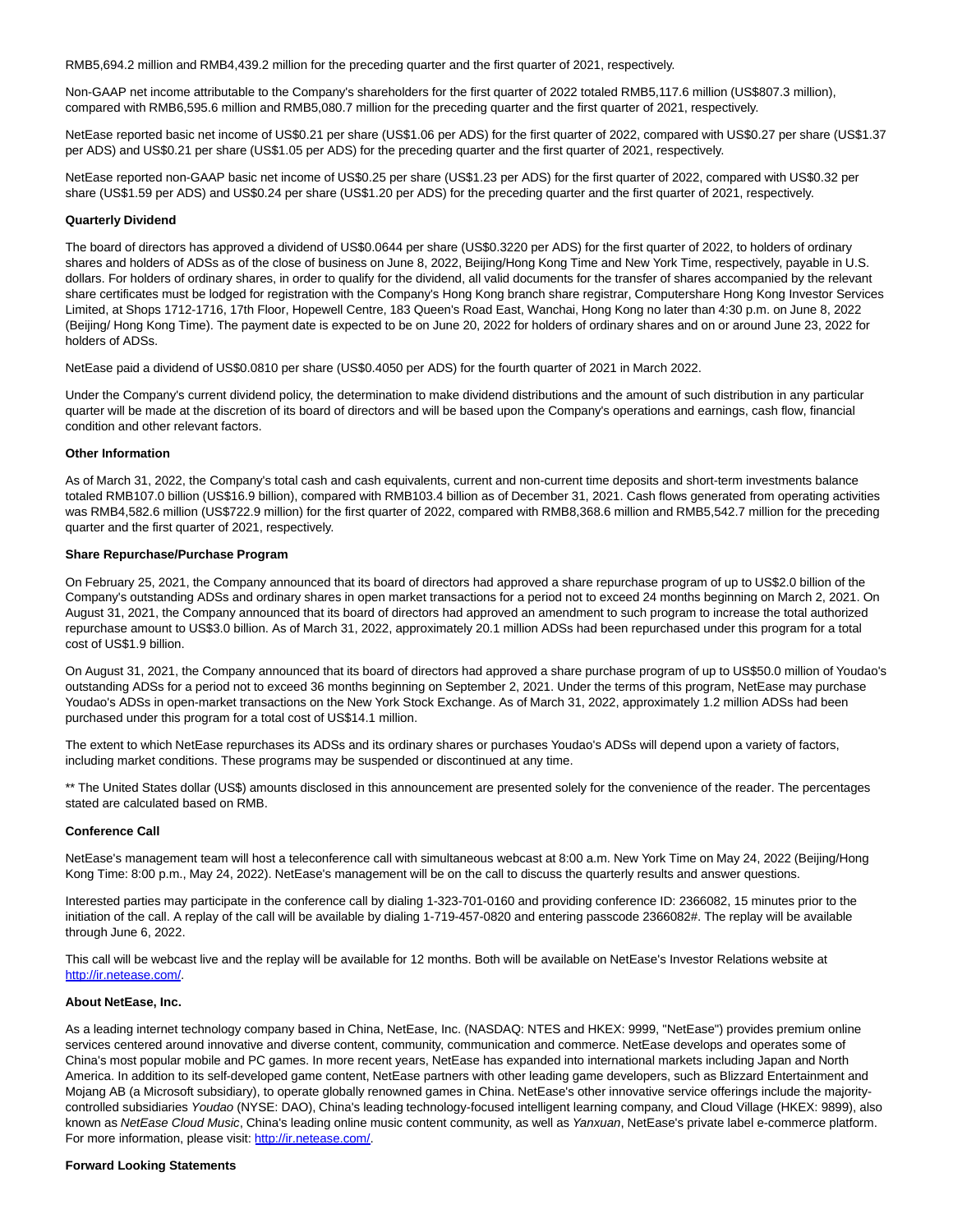RMB5,694.2 million and RMB4,439.2 million for the preceding quarter and the first quarter of 2021, respectively.

Non-GAAP net income attributable to the Company's shareholders for the first quarter of 2022 totaled RMB5,117.6 million (US$807.3 million), compared with RMB6,595.6 million and RMB5,080.7 million for the preceding quarter and the first quarter of 2021, respectively.

NetEase reported basic net income of US$0.21 per share (US$1.06 per ADS) for the first quarter of 2022, compared with US$0.27 per share (US$1.37 per ADS) and US$0.21 per share (US$1.05 per ADS) for the preceding quarter and the first quarter of 2021, respectively.

NetEase reported non-GAAP basic net income of US$0.25 per share (US$1.23 per ADS) for the first quarter of 2022, compared with US$0.32 per share (US$1.59 per ADS) and US$0.24 per share (US$1.20 per ADS) for the preceding quarter and the first quarter of 2021, respectively.

**Quarterly Dividend**

The board of directors has approved a dividend of US$0.0644 per share (US$0.3220 per ADS) for the first quarter of 2022, to holders of ordinary shares and holders of ADSs as of the close of business on June 8, 2022, Beijing/Hong Kong Time and New York Time, respectively, payable in U.S. dollars. For holders of ordinary shares, in order to qualify for the dividend, all valid documents for the transfer of shares accompanied by the relevant share certificates must be lodged for registration with the Company's Hong Kong branch share registrar, Computershare Hong Kong Investor Services Limited, at Shops 1712-1716, 17th Floor, Hopewell Centre, 183 Queen's Road East, Wanchai, Hong Kong no later than 4:30 p.m. on June 8, 2022 (Beijing/ Hong Kong Time). The payment date is expected to be on June 20, 2022 for holders of ordinary shares and on or around June 23, 2022 for holders of ADSs.

NetEase paid a dividend of US$0.0810 per share (US$0.4050 per ADS) for the fourth quarter of 2021 in March 2022.

Under the Company's current dividend policy, the determination to make dividend distributions and the amount of such distribution in any particular quarter will be made at the discretion of its board of directors and will be based upon the Company's operations and earnings, cash flow, financial condition and other relevant factors.

**Other Information**

As of March 31, 2022, the Company's total cash and cash equivalents, current and non-current time deposits and short-term investments balance totaled RMB107.0 billion (US$16.9 billion), compared with RMB103.4 billion as of December 31, 2021. Cash flows generated from operating activities was RMB4,582.6 million (US$722.9 million) for the first quarter of 2022, compared with RMB8,368.6 million and RMB5,542.7 million for the preceding quarter and the first quarter of 2021, respectively.

**Share Repurchase/Purchase Program**

On February 25, 2021, the Company announced that its board of directors had approved a share repurchase program of up to US$2.0 billion of the Company's outstanding ADSs and ordinary shares in open market transactions for a period not to exceed 24 months beginning on March 2, 2021. On August 31, 2021, the Company announced that its board of directors had approved an amendment to such program to increase the total authorized repurchase amount to US$3.0 billion. As of March 31, 2022, approximately 20.1 million ADSs had been repurchased under this program for a total cost of US$1.9 billion.

On August 31, 2021, the Company announced that its board of directors had approved a share purchase program of up to US$50.0 million of Youdao's outstanding ADSs for a period not to exceed 36 months beginning on September 2, 2021. Under the terms of this program, NetEase may purchase Youdao's ADSs in open-market transactions on the New York Stock Exchange. As of March 31, 2022, approximately 1.2 million ADSs had been purchased under this program for a total cost of US$14.1 million.

The extent to which NetEase repurchases its ADSs and its ordinary shares or purchases Youdao's ADSs will depend upon a variety of factors, including market conditions. These programs may be suspended or discontinued at any time.

** The United States dollar (US$) amounts disclosed in this announcement are presented solely for the convenience of the reader. The percentages stated are calculated based on RMB.

**Conference Call**

NetEase's management team will host a teleconference call with simultaneous webcast at 8:00 a.m. New York Time on May 24, 2022 (Beijing/Hong Kong Time: 8:00 p.m., May 24, 2022). NetEase's management will be on the call to discuss the quarterly results and answer questions.

Interested parties may participate in the conference call by dialing 1-323-701-0160 and providing conference ID: 2366082, 15 minutes prior to the initiation of the call. A replay of the call will be available by dialing 1-719-457-0820 and entering passcode 2366082#. The replay will be available through June 6, 2022.

This call will be webcast live and the replay will be available for 12 months. Both will be available on NetEase's Investor Relations website at http://ir.netease.com/.

**About NetEase, Inc.**

As a leading internet technology company based in China, NetEase, Inc. (NASDAQ: NTES and HKEX: 9999, "NetEase") provides premium online services centered around innovative and diverse content, community, communication and commerce. NetEase develops and operates some of China's most popular mobile and PC games. In more recent years, NetEase has expanded into international markets including Japan and North America. In addition to its self-developed game content, NetEase partners with other leading game developers, such as Blizzard Entertainment and Mojang AB (a Microsoft subsidiary), to operate globally renowned games in China. NetEase's other innovative service offerings include the majority-controlled subsidiaries *Youdao* (NYSE: DAO), China's leading technology-focused intelligent learning company, and Cloud Village (HKEX: 9899), also known as *NetEase Cloud Music*, China's leading online music content community, as well as *Yanxuan*, NetEase's private label e-commerce platform. For more information, please visit: http://ir.netease.com/.

**Forward Looking Statements**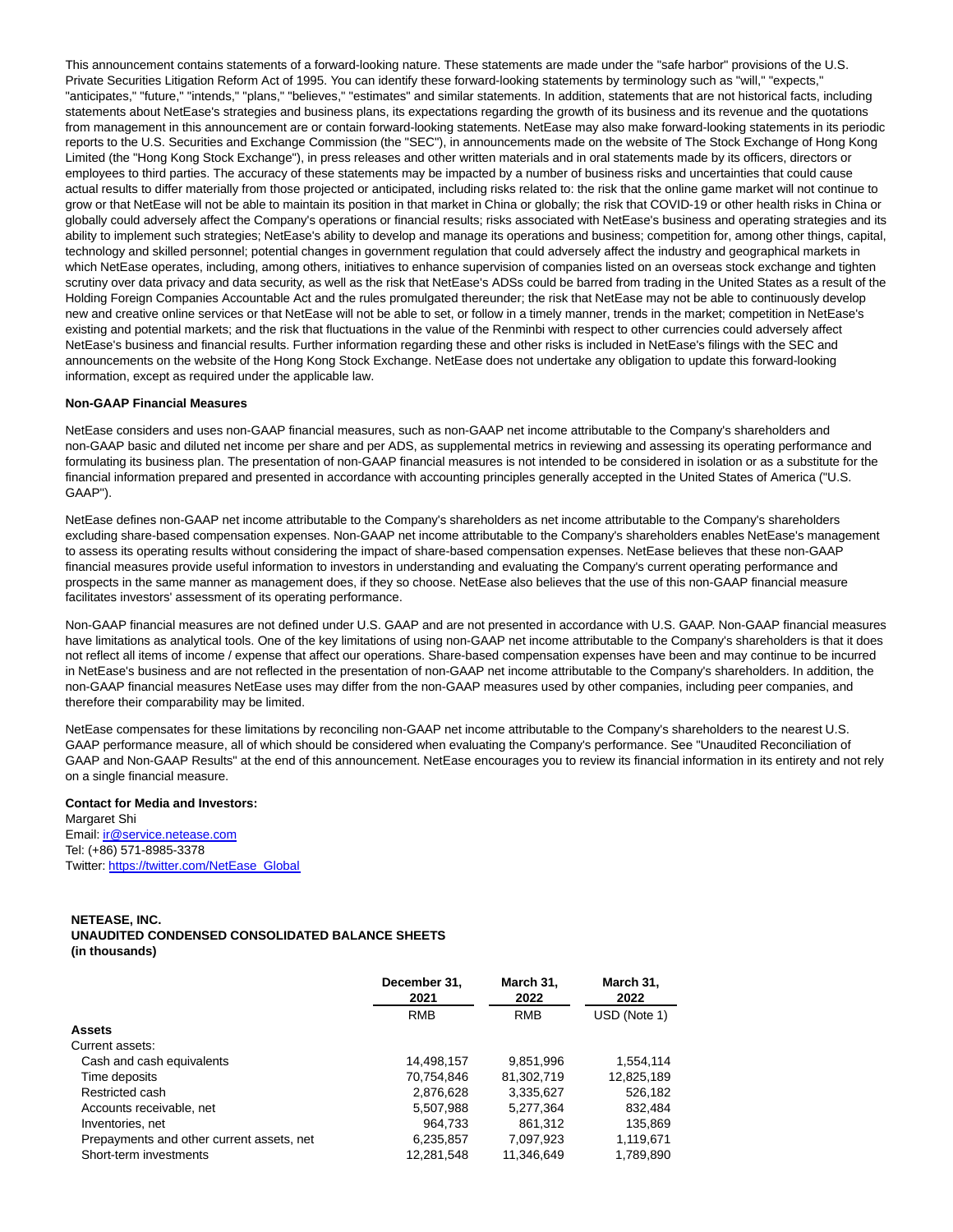This announcement contains statements of a forward-looking nature. These statements are made under the "safe harbor" provisions of the U.S. Private Securities Litigation Reform Act of 1995. You can identify these forward-looking statements by terminology such as "will," "expects," "anticipates," "future," "intends," "plans," "believes," "estimates" and similar statements. In addition, statements that are not historical facts, including statements about NetEase's strategies and business plans, its expectations regarding the growth of its business and its revenue and the quotations from management in this announcement are or contain forward-looking statements. NetEase may also make forward-looking statements in its periodic reports to the U.S. Securities and Exchange Commission (the "SEC"), in announcements made on the website of The Stock Exchange of Hong Kong Limited (the "Hong Kong Stock Exchange"), in press releases and other written materials and in oral statements made by its officers, directors or employees to third parties. The accuracy of these statements may be impacted by a number of business risks and uncertainties that could cause actual results to differ materially from those projected or anticipated, including risks related to: the risk that the online game market will not continue to grow or that NetEase will not be able to maintain its position in that market in China or globally; the risk that COVID-19 or other health risks in China or globally could adversely affect the Company's operations or financial results; risks associated with NetEase's business and operating strategies and its ability to implement such strategies; NetEase's ability to develop and manage its operations and business; competition for, among other things, capital, technology and skilled personnel; potential changes in government regulation that could adversely affect the industry and geographical markets in which NetEase operates, including, among others, initiatives to enhance supervision of companies listed on an overseas stock exchange and tighten scrutiny over data privacy and data security, as well as the risk that NetEase's ADSs could be barred from trading in the United States as a result of the Holding Foreign Companies Accountable Act and the rules promulgated thereunder; the risk that NetEase may not be able to continuously develop new and creative online services or that NetEase will not be able to set, or follow in a timely manner, trends in the market; competition in NetEase's existing and potential markets; and the risk that fluctuations in the value of the Renminbi with respect to other currencies could adversely affect NetEase's business and financial results. Further information regarding these and other risks is included in NetEase's filings with the SEC and announcements on the website of the Hong Kong Stock Exchange. NetEase does not undertake any obligation to update this forward-looking information, except as required under the applicable law.

**Non-GAAP Financial Measures**

NetEase considers and uses non-GAAP financial measures, such as non-GAAP net income attributable to the Company's shareholders and non-GAAP basic and diluted net income per share and per ADS, as supplemental metrics in reviewing and assessing its operating performance and formulating its business plan. The presentation of non-GAAP financial measures is not intended to be considered in isolation or as a substitute for the financial information prepared and presented in accordance with accounting principles generally accepted in the United States of America ("U.S. GAAP").

NetEase defines non-GAAP net income attributable to the Company's shareholders as net income attributable to the Company's shareholders excluding share-based compensation expenses. Non-GAAP net income attributable to the Company's shareholders enables NetEase's management to assess its operating results without considering the impact of share-based compensation expenses. NetEase believes that these non-GAAP financial measures provide useful information to investors in understanding and evaluating the Company's current operating performance and prospects in the same manner as management does, if they so choose. NetEase also believes that the use of this non-GAAP financial measure facilitates investors' assessment of its operating performance.

Non-GAAP financial measures are not defined under U.S. GAAP and are not presented in accordance with U.S. GAAP. Non-GAAP financial measures have limitations as analytical tools. One of the key limitations of using non-GAAP net income attributable to the Company's shareholders is that it does not reflect all items of income / expense that affect our operations. Share-based compensation expenses have been and may continue to be incurred in NetEase's business and are not reflected in the presentation of non-GAAP net income attributable to the Company's shareholders. In addition, the non-GAAP financial measures NetEase uses may differ from the non-GAAP measures used by other companies, including peer companies, and therefore their comparability may be limited.

NetEase compensates for these limitations by reconciling non-GAAP net income attributable to the Company's shareholders to the nearest U.S. GAAP performance measure, all of which should be considered when evaluating the Company's performance. See "Unaudited Reconciliation of GAAP and Non-GAAP Results" at the end of this announcement. NetEase encourages you to review its financial information in its entirety and not rely on a single financial measure.

**Contact for Media and Investors:**
Margaret Shi
Email: ir@service.netease.com
Tel: (+86) 571-8985-3378
Twitter: https://twitter.com/NetEase_Global

**NETEASE, INC.**
**UNAUDITED CONDENSED CONSOLIDATED BALANCE SHEETS**
**(in thousands)**

| | December 31, 2021 | March 31, 2022 | March 31, 2022 |
|---|---|---|---|
| | RMB | RMB | USD (Note 1) |
| **Assets** | | | |
| Current assets: | | | |
| Cash and cash equivalents | 14,498,157 | 9,851,996 | 1,554,114 |
| Time deposits | 70,754,846 | 81,302,719 | 12,825,189 |
| Restricted cash | 2,876,628 | 3,335,627 | 526,182 |
| Accounts receivable, net | 5,507,988 | 5,277,364 | 832,484 |
| Inventories, net | 964,733 | 861,312 | 135,869 |
| Prepayments and other current assets, net | 6,235,857 | 7,097,923 | 1,119,671 |
| Short-term investments | 12,281,548 | 11,346,649 | 1,789,890 |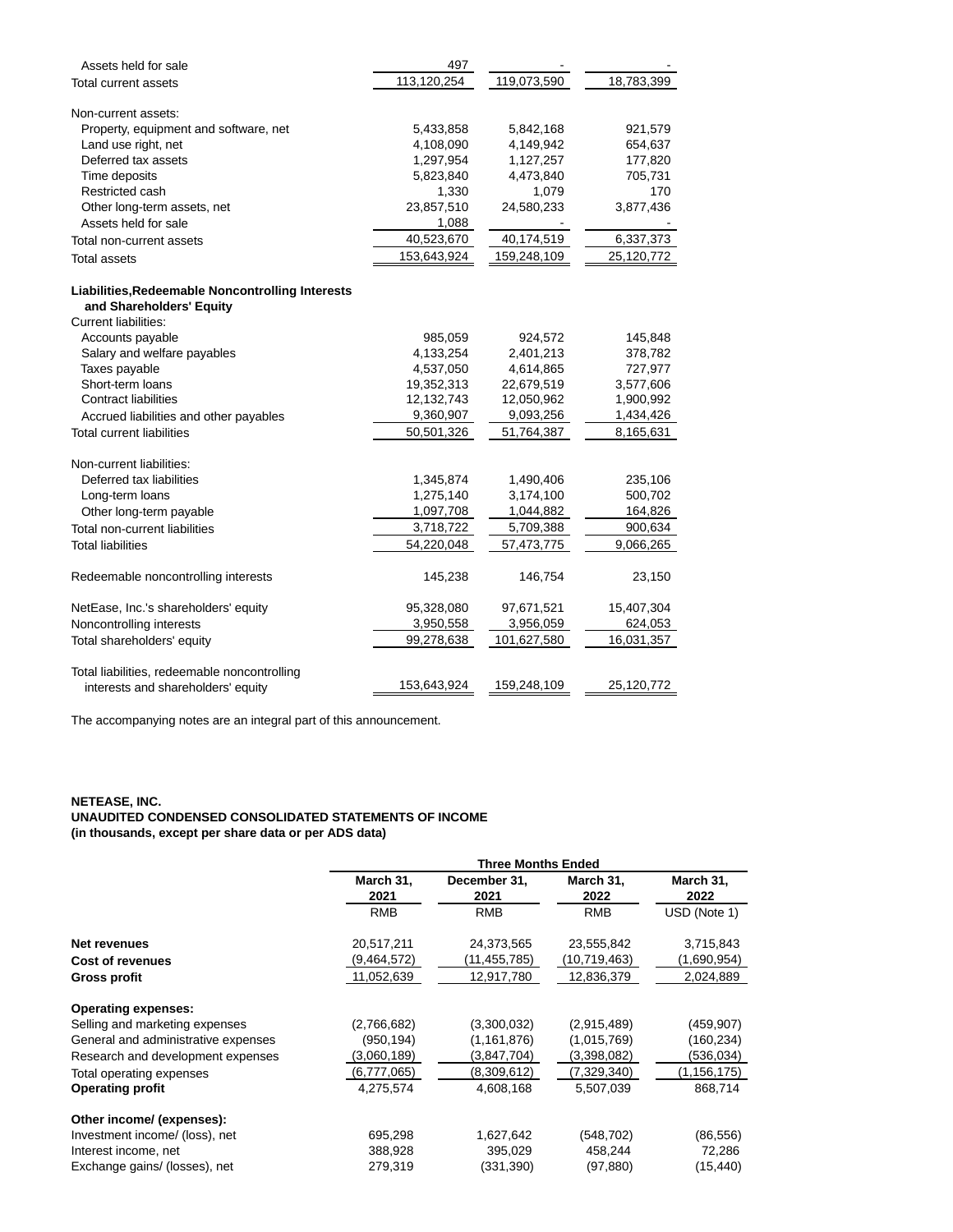| | | | |
|---|---|---|---|
| Assets held for sale | 497 | - | - |
| Total current assets | 113,120,254 | 119,073,590 | 18,783,399 |
| | | | |
| Non-current assets: | | | |
| Property, equipment and software, net | 5,433,858 | 5,842,168 | 921,579 |
| Land use right, net | 4,108,090 | 4,149,942 | 654,637 |
| Deferred tax assets | 1,297,954 | 1,127,257 | 177,820 |
| Time deposits | 5,823,840 | 4,473,840 | 705,731 |
| Restricted cash | 1,330 | 1,079 | 170 |
| Other long-term assets, net | 23,857,510 | 24,580,233 | 3,877,436 |
| Assets held for sale | 1,088 | - | - |
| Total non-current assets | 40,523,670 | 40,174,519 | 6,337,373 |
| Total assets | 153,643,924 | 159,248,109 | 25,120,772 |
| | | | |
| **Liabilities,Redeemable Noncontrolling Interests and Shareholders' Equity** | | | |
| Current liabilities: | | | |
| Accounts payable | 985,059 | 924,572 | 145,848 |
| Salary and welfare payables | 4,133,254 | 2,401,213 | 378,782 |
| Taxes payable | 4,537,050 | 4,614,865 | 727,977 |
| Short-term loans | 19,352,313 | 22,679,519 | 3,577,606 |
| Contract liabilities | 12,132,743 | 12,050,962 | 1,900,992 |
| Accrued liabilities and other payables | 9,360,907 | 9,093,256 | 1,434,426 |
| Total current liabilities | 50,501,326 | 51,764,387 | 8,165,631 |
| | | | |
| Non-current liabilities: | | | |
| Deferred tax liabilities | 1,345,874 | 1,490,406 | 235,106 |
| Long-term loans | 1,275,140 | 3,174,100 | 500,702 |
| Other long-term payable | 1,097,708 | 1,044,882 | 164,826 |
| Total non-current liabilities | 3,718,722 | 5,709,388 | 900,634 |
| Total liabilities | 54,220,048 | 57,473,775 | 9,066,265 |
| | | | |
| Redeemable noncontrolling interests | 145,238 | 146,754 | 23,150 |
| | | | |
| NetEase, Inc.'s shareholders' equity | 95,328,080 | 97,671,521 | 15,407,304 |
| Noncontrolling interests | 3,950,558 | 3,956,059 | 624,053 |
| Total shareholders' equity | 99,278,638 | 101,627,580 | 16,031,357 |
| | | | |
| Total liabilities, redeemable noncontrolling interests and shareholders' equity | 153,643,924 | 159,248,109 | 25,120,772 |

The accompanying notes are an integral part of this announcement.

**NETEASE, INC.**
**UNAUDITED CONDENSED CONSOLIDATED STATEMENTS OF INCOME**
**(in thousands, except per share data or per ADS data)**

| | Three Months Ended | | | |
|---|---|---|---|---|
| | **March 31, 2021** | **December 31, 2021** | **March 31, 2022** | **March 31, 2022** |
| | RMB | RMB | RMB | USD (Note 1) |
| **Net revenues** | 20,517,211 | 24,373,565 | 23,555,842 | 3,715,843 |
| **Cost of revenues** | (9,464,572) | (11,455,785) | (10,719,463) | (1,690,954) |
| **Gross profit** | 11,052,639 | 12,917,780 | 12,836,379 | 2,024,889 |
| | | | | |
| **Operating expenses:** | | | | |
| Selling and marketing expenses | (2,766,682) | (3,300,032) | (2,915,489) | (459,907) |
| General and administrative expenses | (950,194) | (1,161,876) | (1,015,769) | (160,234) |
| Research and development expenses | (3,060,189) | (3,847,704) | (3,398,082) | (536,034) |
| Total operating expenses | (6,777,065) | (8,309,612) | (7,329,340) | (1,156,175) |
| **Operating profit** | 4,275,574 | 4,608,168 | 5,507,039 | 868,714 |
| | | | | |
| **Other income/ (expenses):** | | | | |
| Investment income/ (loss), net | 695,298 | 1,627,642 | (548,702) | (86,556) |
| Interest income, net | 388,928 | 395,029 | 458,244 | 72,286 |
| Exchange gains/ (losses), net | 279,319 | (331,390) | (97,880) | (15,440) |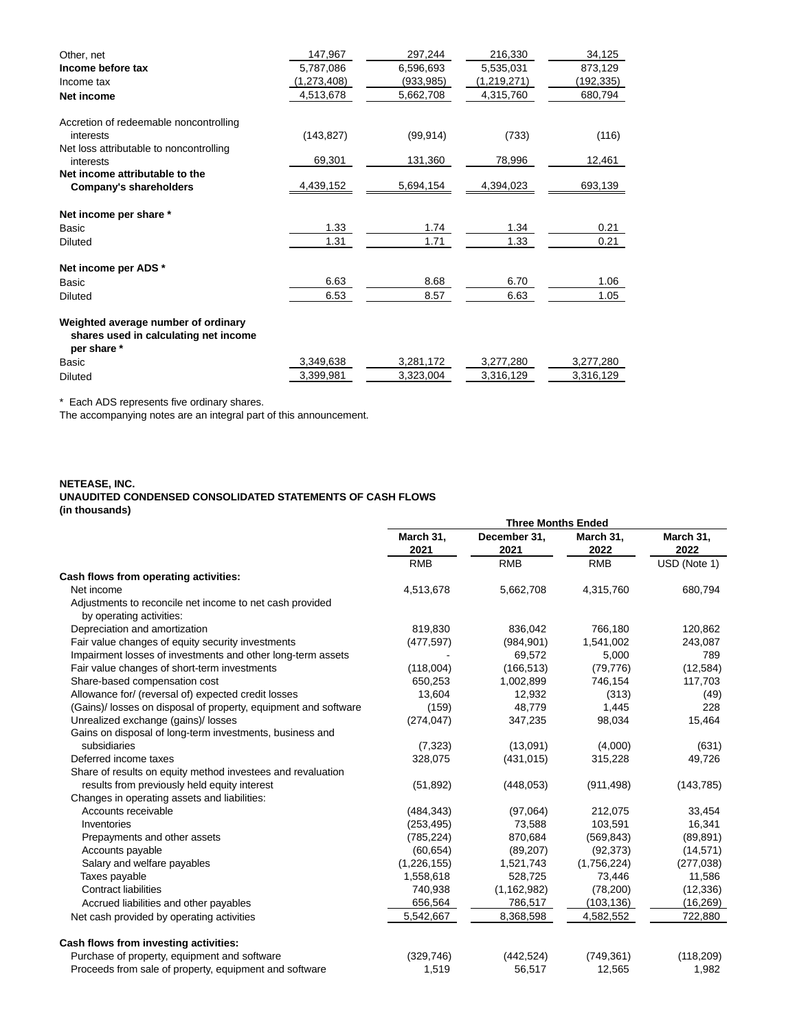| | | | | |
|---|---|---|---|---|
| Other, net | 147,967 | 297,244 | 216,330 | 34,125 |
| **Income before tax** | 5,787,086 | 6,596,693 | 5,535,031 | 873,129 |
| Income tax | (1,273,408) | (933,985) | (1,219,271) | (192,335) |
| **Net income** | 4,513,678 | 5,662,708 | 4,315,760 | 680,794 |
| | | | | |
| Accretion of redeemable noncontrolling interests | (143,827) | (99,914) | (733) | (116) |
| Net loss attributable to noncontrolling interests | 69,301 | 131,360 | 78,996 | 12,461 |
| **Net income attributable to the Company's shareholders** | 4,439,152 | 5,694,154 | 4,394,023 | 693,139 |
| | | | | |
| **Net income per share *** | | | | |
| Basic | 1.33 | 1.74 | 1.34 | 0.21 |
| Diluted | 1.31 | 1.71 | 1.33 | 0.21 |
| | | | | |
| **Net income per ADS *** | | | | |
| Basic | 6.63 | 8.68 | 6.70 | 1.06 |
| Diluted | 6.53 | 8.57 | 6.63 | 1.05 |
| | | | | |
| **Weighted average number of ordinary shares used in calculating net income per share *** | | | | |
| Basic | 3,349,638 | 3,281,172 | 3,277,280 | 3,277,280 |
| Diluted | 3,399,981 | 3,323,004 | 3,316,129 | 3,316,129 |

* Each ADS represents five ordinary shares.

The accompanying notes are an integral part of this announcement.

**NETEASE, INC.**
**UNAUDITED CONDENSED CONSOLIDATED STATEMENTS OF CASH FLOWS**
**(in thousands)**

| | Three Months Ended | | | |
|---|---|---|---|---|
| | March 31, 2021 | December 31, 2021 | March 31, 2022 | March 31, 2022 |
| | RMB | RMB | RMB | USD (Note 1) |
| **Cash flows from operating activities:** | | | | |
| Net income | 4,513,678 | 5,662,708 | 4,315,760 | 680,794 |
| Adjustments to reconcile net income to net cash provided by operating activities: | | | | |
| Depreciation and amortization | 819,830 | 836,042 | 766,180 | 120,862 |
| Fair value changes of equity security investments | (477,597) | (984,901) | 1,541,002 | 243,087 |
| Impairment losses of investments and other long-term assets | - | 69,572 | 5,000 | 789 |
| Fair value changes of short-term investments | (118,004) | (166,513) | (79,776) | (12,584) |
| Share-based compensation cost | 650,253 | 1,002,899 | 746,154 | 117,703 |
| Allowance for/ (reversal of) expected credit losses | 13,604 | 12,932 | (313) | (49) |
| (Gains)/ losses on disposal of property, equipment and software | (159) | 48,779 | 1,445 | 228 |
| Unrealized exchange (gains)/ losses | (274,047) | 347,235 | 98,034 | 15,464 |
| Gains on disposal of long-term investments, business and subsidiaries | (7,323) | (13,091) | (4,000) | (631) |
| Deferred income taxes | 328,075 | (431,015) | 315,228 | 49,726 |
| Share of results on equity method investees and revaluation results from previously held equity interest | (51,892) | (448,053) | (911,498) | (143,785) |
| Changes in operating assets and liabilities: | | | | |
| Accounts receivable | (484,343) | (97,064) | 212,075 | 33,454 |
| Inventories | (253,495) | 73,588 | 103,591 | 16,341 |
| Prepayments and other assets | (785,224) | 870,684 | (569,843) | (89,891) |
| Accounts payable | (60,654) | (89,207) | (92,373) | (14,571) |
| Salary and welfare payables | (1,226,155) | 1,521,743 | (1,756,224) | (277,038) |
| Taxes payable | 1,558,618 | 528,725 | 73,446 | 11,586 |
| Contract liabilities | 740,938 | (1,162,982) | (78,200) | (12,336) |
| Accrued liabilities and other payables | 656,564 | 786,517 | (103,136) | (16,269) |
| Net cash provided by operating activities | 5,542,667 | 8,368,598 | 4,582,552 | 722,880 |
| | | | | |
| **Cash flows from investing activities:** | | | | |
| Purchase of property, equipment and software | (329,746) | (442,524) | (749,361) | (118,209) |
| Proceeds from sale of property, equipment and software | 1,519 | 56,517 | 12,565 | 1,982 |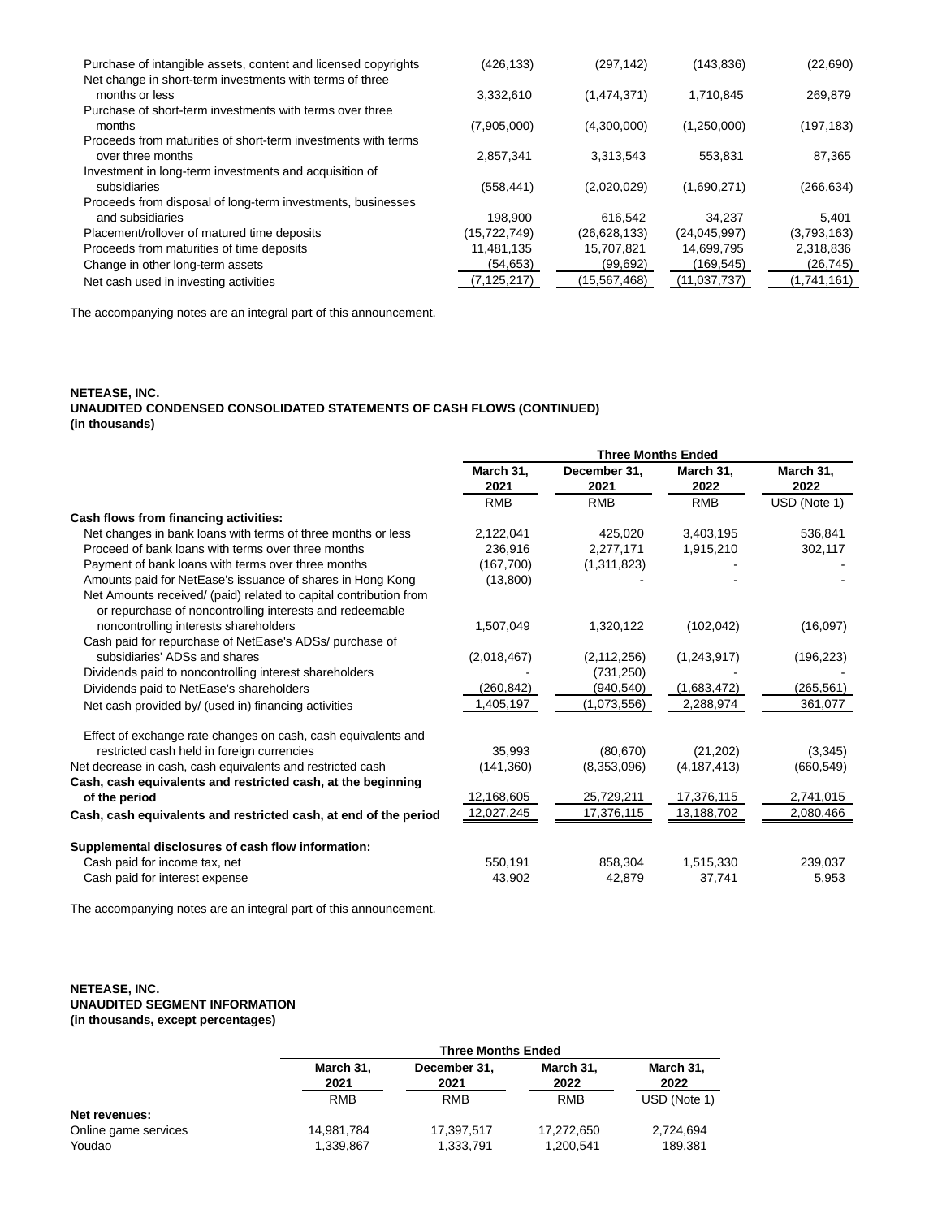| | | | | |
|---|---|---|---|---|
| Purchase of intangible assets, content and licensed copyrights | (426,133) | (297,142) | (143,836) | (22,690) |
| Net change in short-term investments with terms of three months or less | 3,332,610 | (1,474,371) | 1,710,845 | 269,879 |
| Purchase of short-term investments with terms over three months | (7,905,000) | (4,300,000) | (1,250,000) | (197,183) |
| Proceeds from maturities of short-term investments with terms over three months | 2,857,341 | 3,313,543 | 553,831 | 87,365 |
| Investment in long-term investments and acquisition of subsidiaries | (558,441) | (2,020,029) | (1,690,271) | (266,634) |
| Proceeds from disposal of long-term investments, businesses and subsidiaries | 198,900 | 616,542 | 34,237 | 5,401 |
| Placement/rollover of matured time deposits | (15,722,749) | (26,628,133) | (24,045,997) | (3,793,163) |
| Proceeds from maturities of time deposits | 11,481,135 | 15,707,821 | 14,699,795 | 2,318,836 |
| Change in other long-term assets | (54,653) | (99,692) | (169,545) | (26,745) |
| Net cash used in investing activities | (7,125,217) | (15,567,468) | (11,037,737) | (1,741,161) |

The accompanying notes are an integral part of this announcement.

**NETEASE, INC.**
**UNAUDITED CONDENSED CONSOLIDATED STATEMENTS OF CASH FLOWS (CONTINUED)**
**(in thousands)**

| | Three Months Ended | | | |
|---|---|---|---|---|
| | March 31, 2021 | December 31, 2021 | March 31, 2022 | March 31, 2022 |
| | RMB | RMB | RMB | USD (Note 1) |
| **Cash flows from financing activities:** | | | | |
| Net changes in bank loans with terms of three months or less | 2,122,041 | 425,020 | 3,403,195 | 536,841 |
| Proceed of bank loans with terms over three months | 236,916 | 2,277,171 | 1,915,210 | 302,117 |
| Payment of bank loans with terms over three months | (167,700) | (1,311,823) | - | - |
| Amounts paid for NetEase's issuance of shares in Hong Kong | (13,800) | - | - | - |
| Net Amounts received/ (paid) related to capital contribution from or repurchase of noncontrolling interests and redeemable noncontrolling interests shareholders | 1,507,049 | 1,320,122 | (102,042) | (16,097) |
| Cash paid for repurchase of NetEase's ADSs/ purchase of subsidiaries' ADSs and shares | (2,018,467) | (2,112,256) | (1,243,917) | (196,223) |
| Dividends paid to noncontrolling interest shareholders | - | (731,250) | - | - |
| Dividends paid to NetEase's shareholders | (260,842) | (940,540) | (1,683,472) | (265,561) |
| Net cash provided by/ (used in) financing activities | 1,405,197 | (1,073,556) | 2,288,974 | 361,077 |
| | | | | |
| Effect of exchange rate changes on cash, cash equivalents and restricted cash held in foreign currencies | 35,993 | (80,670) | (21,202) | (3,345) |
| Net decrease in cash, cash equivalents and restricted cash | (141,360) | (8,353,096) | (4,187,413) | (660,549) |
| **Cash, cash equivalents and restricted cash, at the beginning of the period** | 12,168,605 | 25,729,211 | 17,376,115 | 2,741,015 |
| **Cash, cash equivalents and restricted cash, at end of the period** | 12,027,245 | 17,376,115 | 13,188,702 | 2,080,466 |
| | | | | |
| **Supplemental disclosures of cash flow information:** | | | | |
| Cash paid for income tax, net | 550,191 | 858,304 | 1,515,330 | 239,037 |
| Cash paid for interest expense | 43,902 | 42,879 | 37,741 | 5,953 |

The accompanying notes are an integral part of this announcement.

**NETEASE, INC.**
**UNAUDITED SEGMENT INFORMATION**
**(in thousands, except percentages)**

| | Three Months Ended | | | |
|---|---|---|---|---|
| | March 31, 2021 | December 31, 2021 | March 31, 2022 | March 31, 2022 |
| | RMB | RMB | RMB | USD (Note 1) |
| **Net revenues:** | | | | |
| Online game services | 14,981,784 | 17,397,517 | 17,272,650 | 2,724,694 |
| Youdao | 1,339,867 | 1,333,791 | 1,200,541 | 189,381 |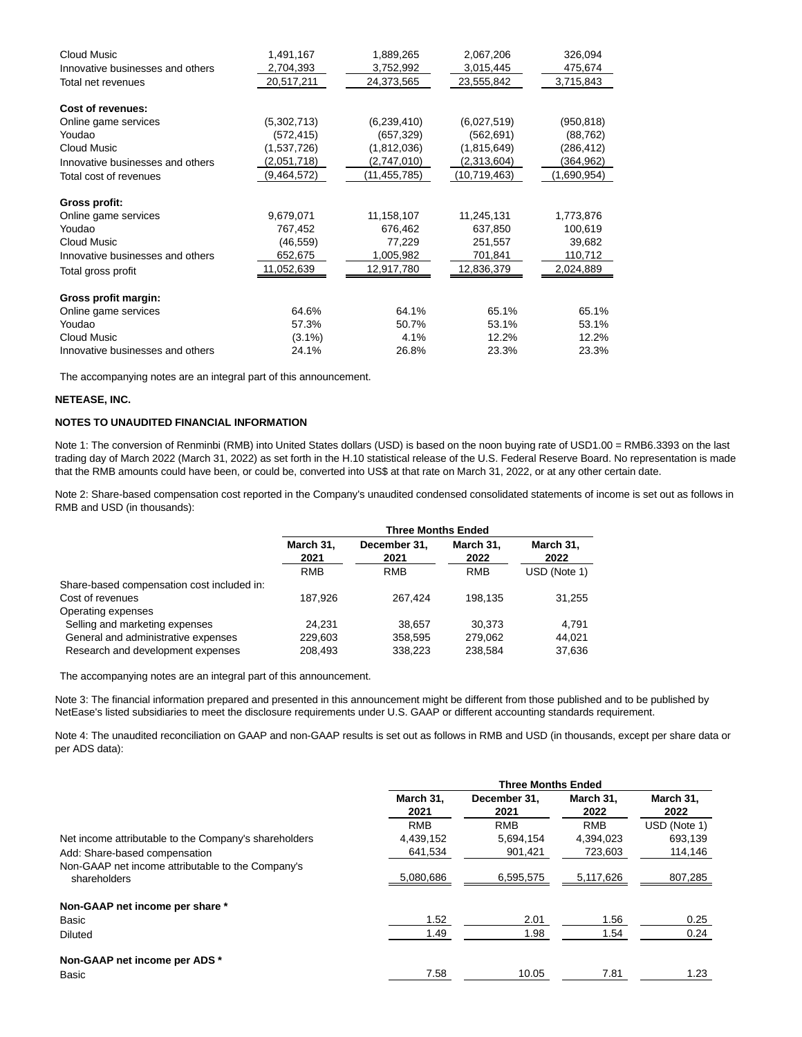| | | | | |
|---|---|---|---|---|
| Cloud Music | 1,491,167 | 1,889,265 | 2,067,206 | 326,094 |
| Innovative businesses and others | 2,704,393 | 3,752,992 | 3,015,445 | 475,674 |
| Total net revenues | 20,517,211 | 24,373,565 | 23,555,842 | 3,715,843 |
| | | | | |
| **Cost of revenues:** | | | | |
| Online game services | (5,302,713) | (6,239,410) | (6,027,519) | (950,818) |
| Youdao | (572,415) | (657,329) | (562,691) | (88,762) |
| Cloud Music | (1,537,726) | (1,812,036) | (1,815,649) | (286,412) |
| Innovative businesses and others | (2,051,718) | (2,747,010) | (2,313,604) | (364,962) |
| Total cost of revenues | (9,464,572) | (11,455,785) | (10,719,463) | (1,690,954) |
| | | | | |
| **Gross profit:** | | | | |
| Online game services | 9,679,071 | 11,158,107 | 11,245,131 | 1,773,876 |
| Youdao | 767,452 | 676,462 | 637,850 | 100,619 |
| Cloud Music | (46,559) | 77,229 | 251,557 | 39,682 |
| Innovative businesses and others | 652,675 | 1,005,982 | 701,841 | 110,712 |
| Total gross profit | 11,052,639 | 12,917,780 | 12,836,379 | 2,024,889 |
| | | | | |
| **Gross profit margin:** | | | | |
| Online game services | 64.6% | 64.1% | 65.1% | 65.1% |
| Youdao | 57.3% | 50.7% | 53.1% | 53.1% |
| Cloud Music | (3.1%) | 4.1% | 12.2% | 12.2% |
| Innovative businesses and others | 24.1% | 26.8% | 23.3% | 23.3% |

The accompanying notes are an integral part of this announcement.

**NETEASE, INC.**

**NOTES TO UNAUDITED FINANCIAL INFORMATION**

Note 1: The conversion of Renminbi (RMB) into United States dollars (USD) is based on the noon buying rate of USD1.00 = RMB6.3393 on the last trading day of March 2022 (March 31, 2022) as set forth in the H.10 statistical release of the U.S. Federal Reserve Board. No representation is made that the RMB amounts could have been, or could be, converted into US$ at that rate on March 31, 2022, or at any other certain date.

Note 2: Share-based compensation cost reported in the Company's unaudited condensed consolidated statements of income is set out as follows in RMB and USD (in thousands):

| | Three Months Ended | | | |
|---|---|---|---|---|
| | **March 31, 2021** | **December 31, 2021** | **March 31, 2022** | **March 31, 2022** |
| | RMB | RMB | RMB | USD (Note 1) |
| Share-based compensation cost included in: | | | | |
| Cost of revenues | 187,926 | 267,424 | 198,135 | 31,255 |
| Operating expenses | | | | |
| Selling and marketing expenses | 24,231 | 38,657 | 30,373 | 4,791 |
| General and administrative expenses | 229,603 | 358,595 | 279,062 | 44,021 |
| Research and development expenses | 208,493 | 338,223 | 238,584 | 37,636 |

The accompanying notes are an integral part of this announcement.

Note 3: The financial information prepared and presented in this announcement might be different from those published and to be published by NetEase's listed subsidiaries to meet the disclosure requirements under U.S. GAAP or different accounting standards requirement.

Note 4: The unaudited reconciliation on GAAP and non-GAAP results is set out as follows in RMB and USD (in thousands, except per share data or per ADS data):

| | Three Months Ended | | | |
|---|---|---|---|---|
| | **March 31, 2021** | **December 31, 2021** | **March 31, 2022** | **March 31, 2022** |
| | RMB | RMB | RMB | USD (Note 1) |
| Net income attributable to the Company's shareholders | 4,439,152 | 5,694,154 | 4,394,023 | 693,139 |
| Add: Share-based compensation | 641,534 | 901,421 | 723,603 | 114,146 |
| Non-GAAP net income attributable to the Company's shareholders | 5,080,686 | 6,595,575 | 5,117,626 | 807,285 |
| | | | | |
| **Non-GAAP net income per share *** | | | | |
| Basic | 1.52 | 2.01 | 1.56 | 0.25 |
| Diluted | 1.49 | 1.98 | 1.54 | 0.24 |
| | | | | |
| **Non-GAAP net income per ADS *** | | | | |
| Basic | 7.58 | 10.05 | 7.81 | 1.23 |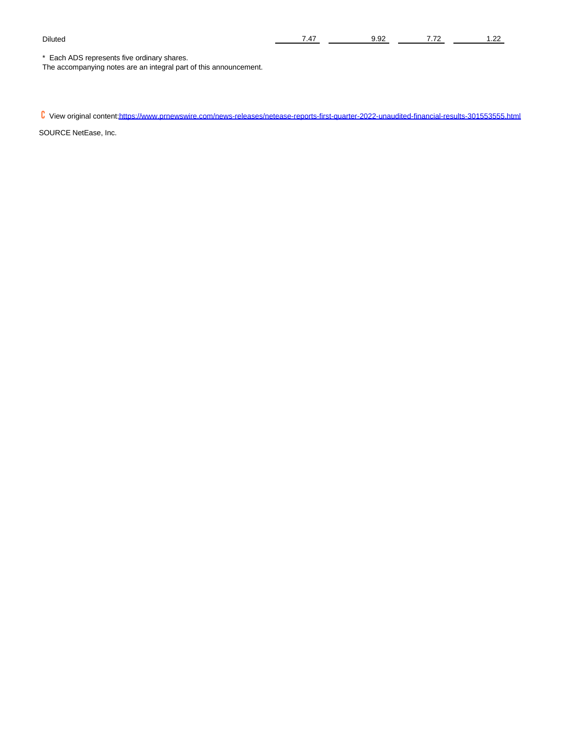| | | | | |
|---|---|---|---|---|
| Diluted | 7.47 | 9.92 | 7.72 | 1.22 |

\* Each ADS represents five ordinary shares.
The accompanying notes are an integral part of this announcement.

View original content:https://www.prnewswire.com/news-releases/netease-reports-first-quarter-2022-unaudited-financial-results-301553555.html

SOURCE NetEase, Inc.